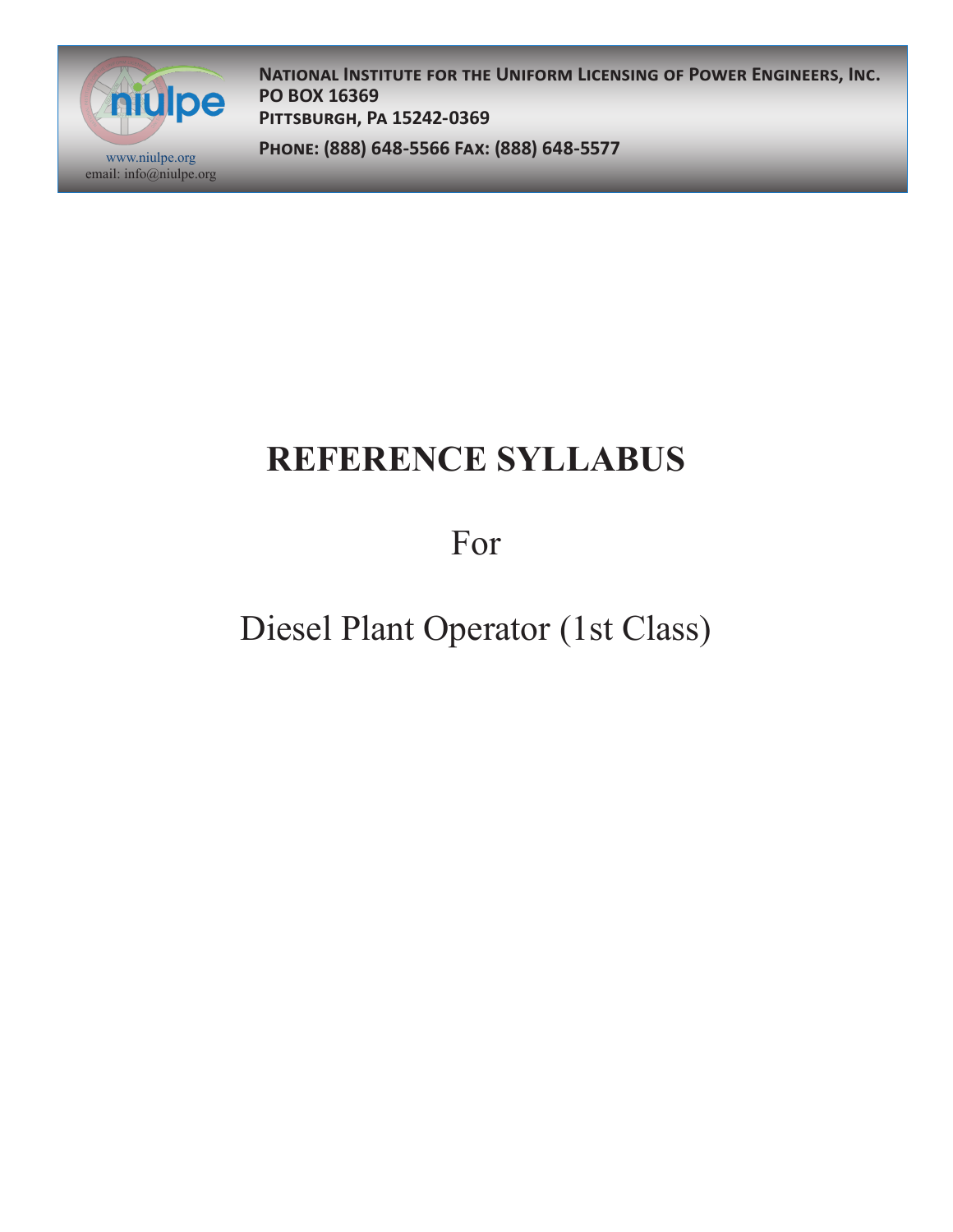**NATIONAL INSTITUTE FOR THE UNIFORM LICENSING OF POWER ENGINEERS, INC.**
**PO BOX 16369**
**PITTSBURGH, PA 15242-0369**
**PHONE: (888) 648-5566 FAX: (888) 648-5577**

www.niulpe.org
email: info@niulpe.org

# REFERENCE SYLLABUS

For

Diesel Plant Operator (1st Class)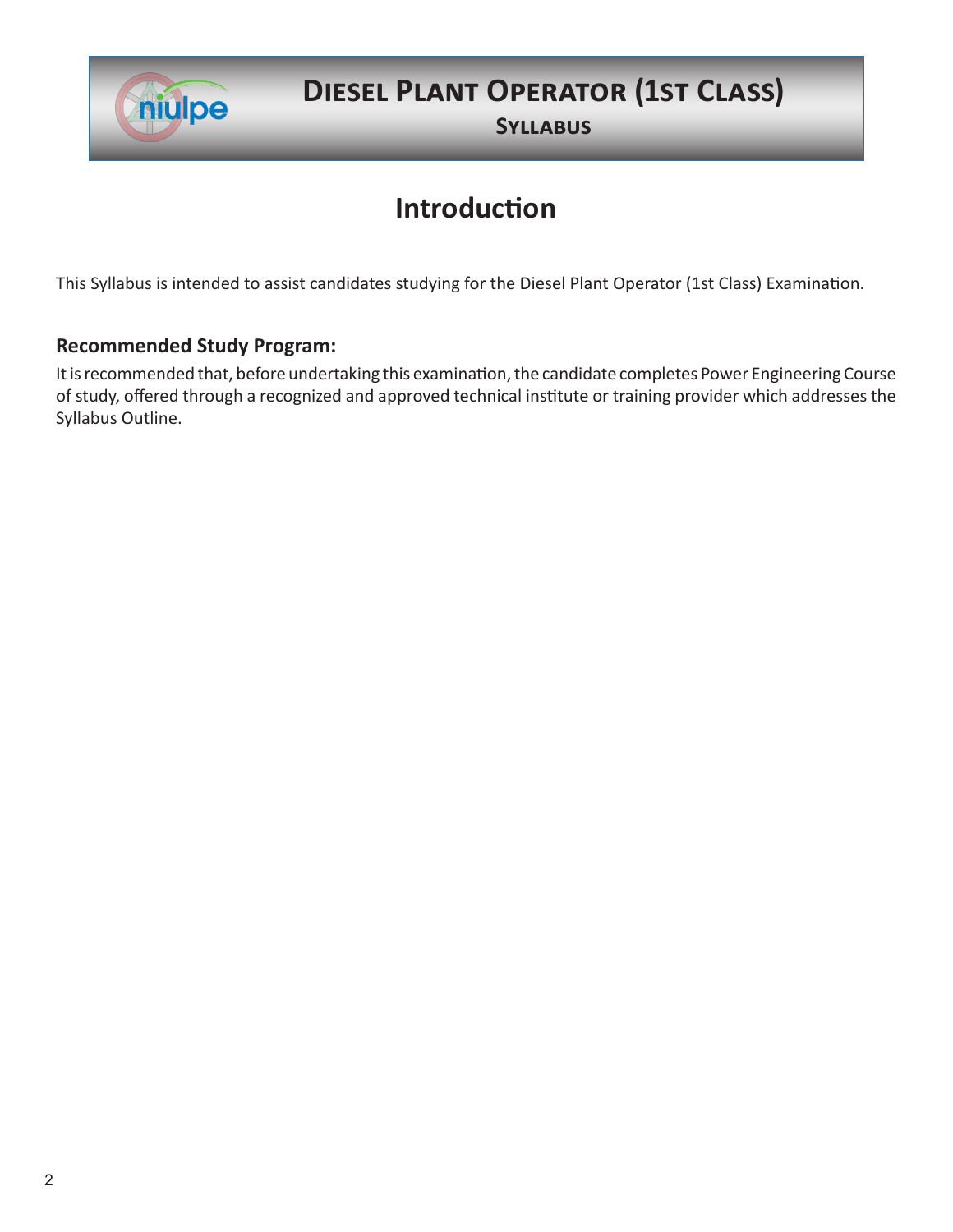# Introduction

This Syllabus is intended to assist candidates studying for the Diesel Plant Operator (1st Class) Examination.

### Recommended Study Program:

It is recommended that, before undertaking this examination, the candidate completes Power Engineering Course of study, offered through a recognized and approved technical institute or training provider which addresses the Syllabus Outline.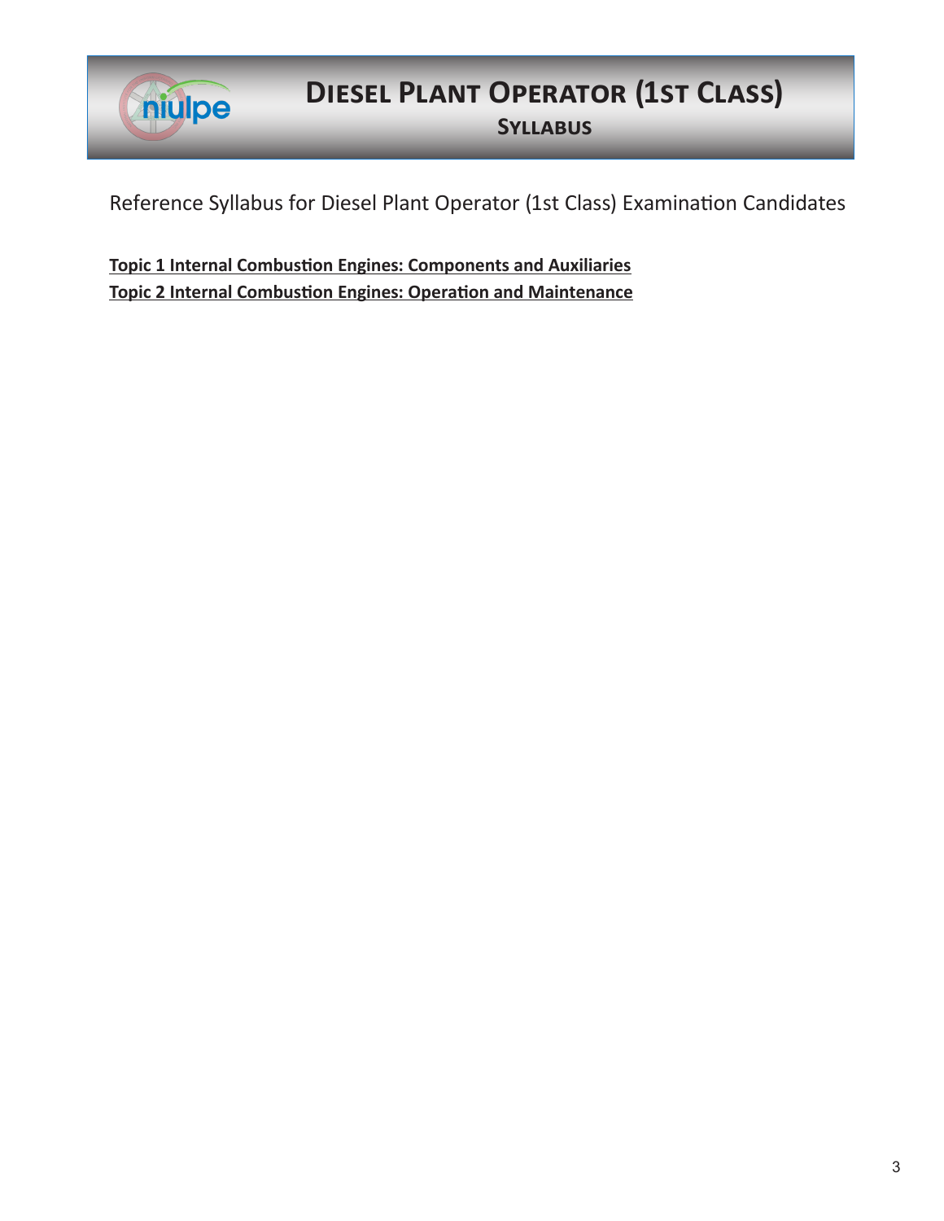# Diesel Plant Operator (1st Class)

## Syllabus

Reference Syllabus for Diesel Plant Operator (1st Class) Examination Candidates

**Topic 1 Internal Combustion Engines: Components and Auxiliaries**

**Topic 2 Internal Combustion Engines: Operation and Maintenance**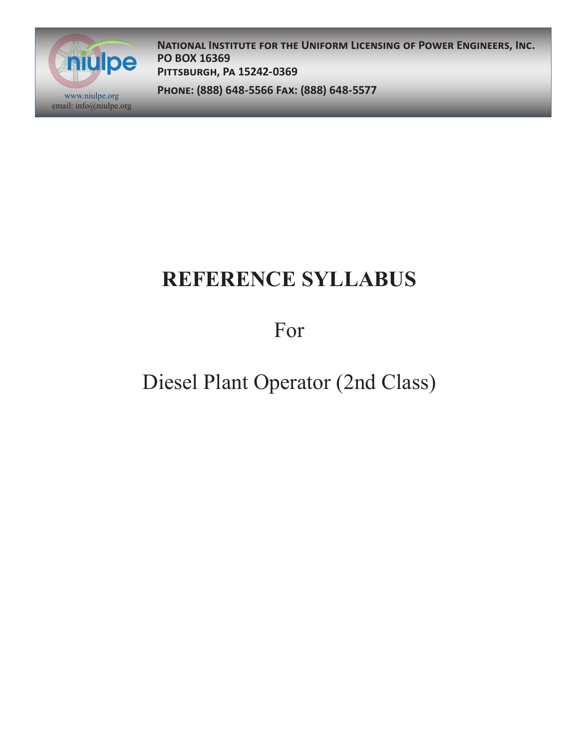**National Institute for the Uniform Licensing of Power Engineers, Inc.**
**PO BOX 16369**
**Pittsburgh, Pa 15242-0369**

**Phone: (888) 648-5566 Fax: (888) 648-5577**

www.niulpe.org
email: info@niulpe.org

# REFERENCE SYLLABUS

For

Diesel Plant Operator (2nd Class)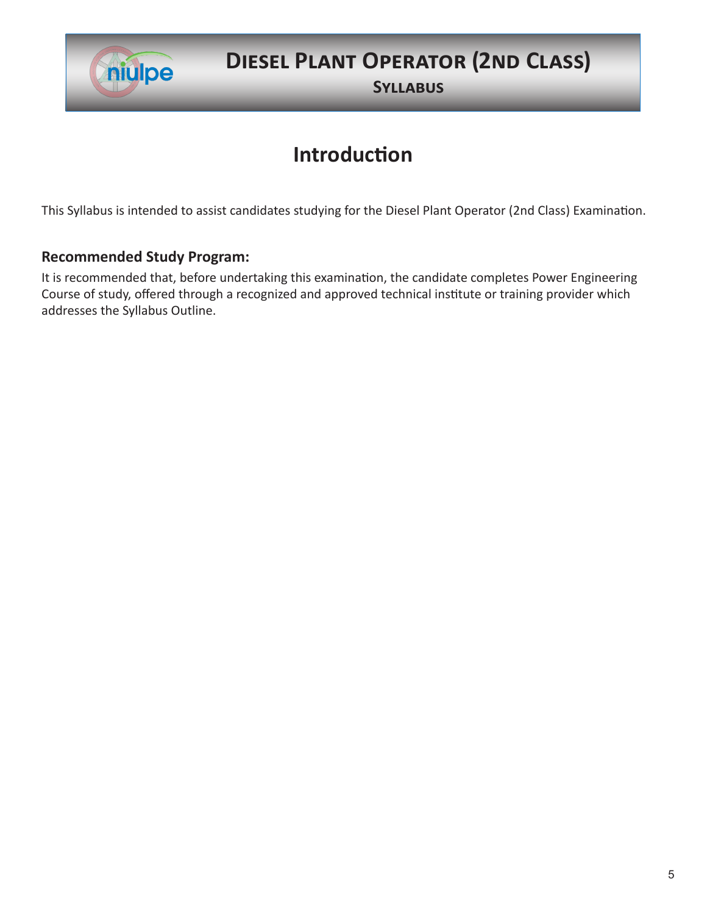# Introduction

This Syllabus is intended to assist candidates studying for the Diesel Plant Operator (2nd Class) Examination.

### Recommended Study Program:

It is recommended that, before undertaking this examination, the candidate completes Power Engineering Course of study, offered through a recognized and approved technical institute or training provider which addresses the Syllabus Outline.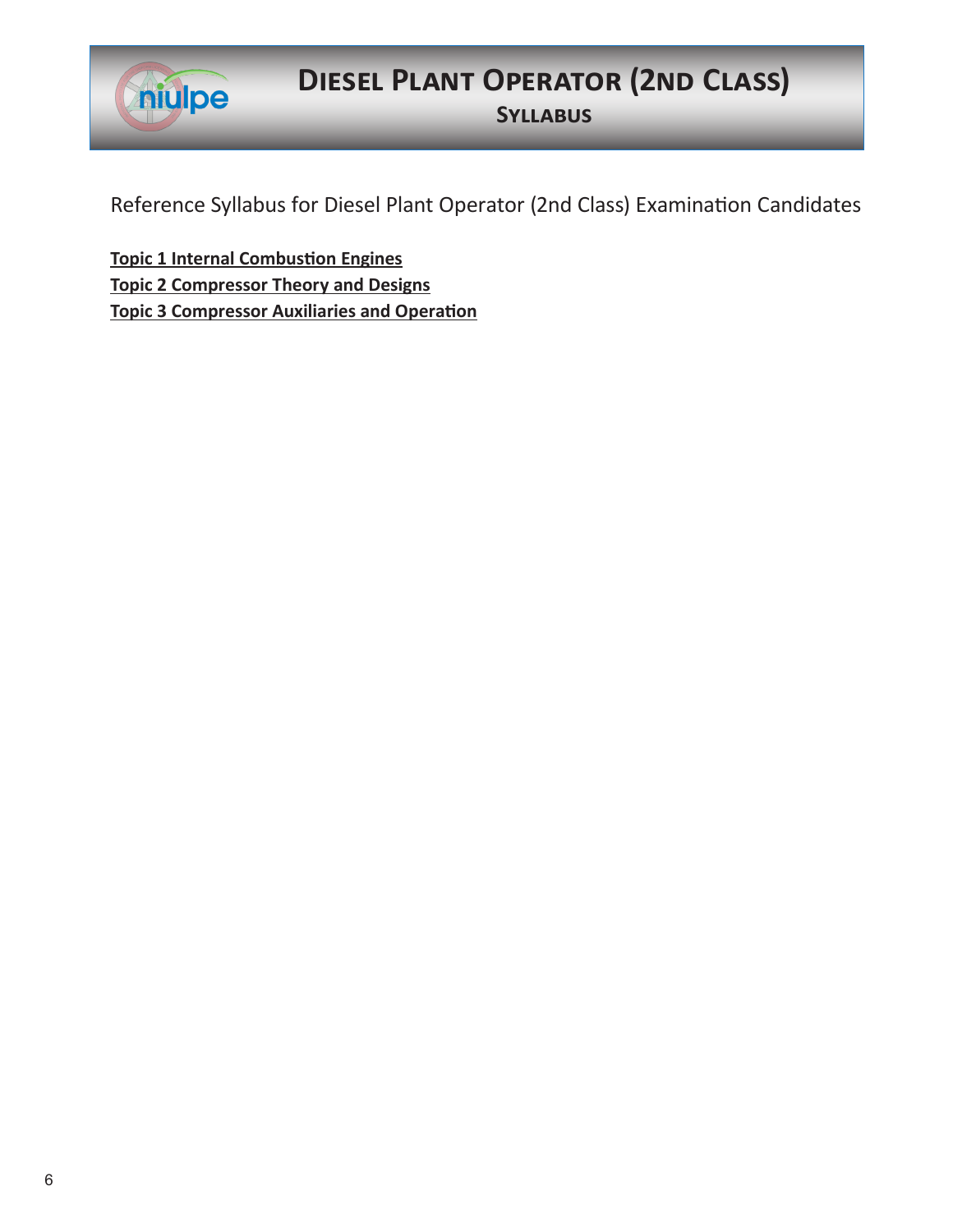# Diesel Plant Operator (2nd Class)

## Syllabus

Reference Syllabus for Diesel Plant Operator (2nd Class) Examination Candidates

**Topic 1 Internal Combustion Engines**
**Topic 2 Compressor Theory and Designs**
**Topic 3 Compressor Auxiliaries and Operation**